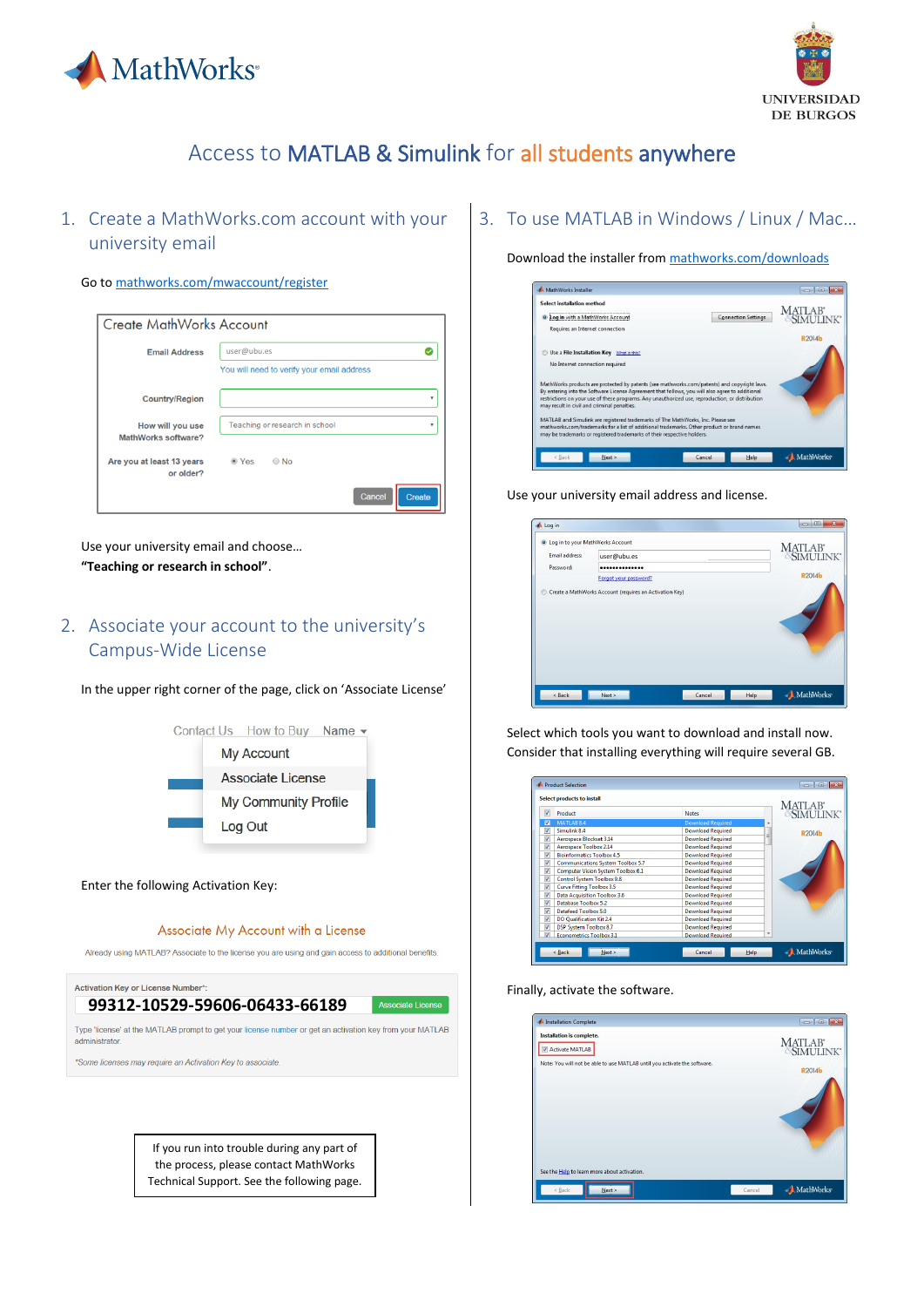# Access to MATLAB & Simulink for all students anywhere

## 1. Create a MathWorks.com account with your university email

Go to mathworks.com/mwaccount/register

Use your university email and choose…

**"Teaching or research in school"**.

## 2. Associate your account to the university's Campus-Wide License

In the upper right corner of the page, click on 'Associate License'

Enter the following Activation Key:

Associate My Account with a License

Already using MATLAB? Associate to the license you are using and gain access to additional benefits.

Activation Key or License Number*:

**99312-10529-59606-06433-66189**

If you run into trouble during any part of the process, please contact MathWorks Technical Support. See the following page.

## 3. To use MATLAB in Windows / Linux / Mac…

Download the installer from mathworks.com/downloads

Use your university email address and license.

Select which tools you want to download and install now. Consider that installing everything will require several GB.

Finally, activate the software.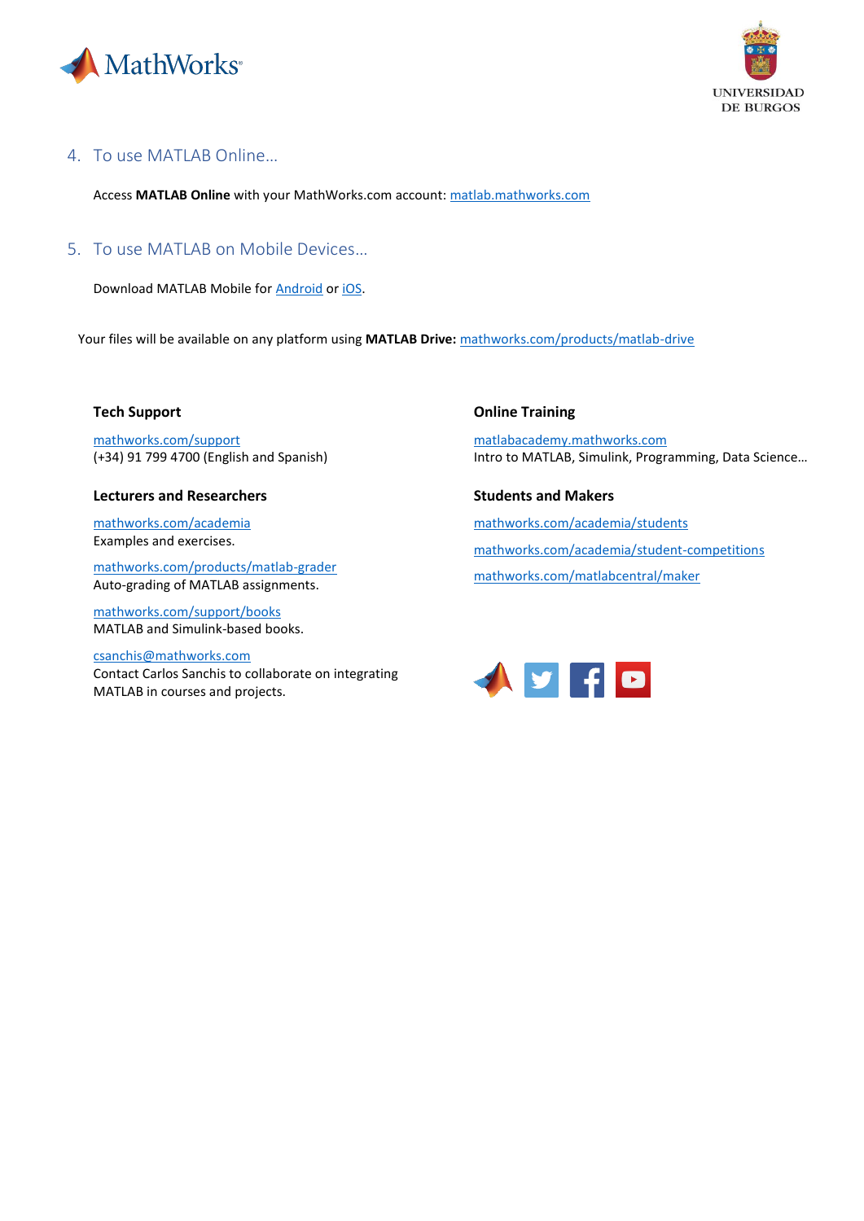## 4. To use MATLAB Online…

Access **MATLAB Online** with your MathWorks.com account: matlab.mathworks.com

## 5. To use MATLAB on Mobile Devices…

Download MATLAB Mobile for Android or iOS.

Your files will be available on any platform using **MATLAB Drive:** mathworks.com/products/matlab-drive

### Tech Support

mathworks.com/support
(+34) 91 799 4700 (English and Spanish)

### Lecturers and Researchers

mathworks.com/academia
Examples and exercises.

mathworks.com/products/matlab-grader
Auto-grading of MATLAB assignments.

mathworks.com/support/books
MATLAB and Simulink-based books.

csanchis@mathworks.com
Contact Carlos Sanchis to collaborate on integrating MATLAB in courses and projects.

### Online Training

matlabacademy.mathworks.com
Intro to MATLAB, Simulink, Programming, Data Science…

### Students and Makers

mathworks.com/academia/students

mathworks.com/academia/student-competitions

mathworks.com/matlabcentral/maker